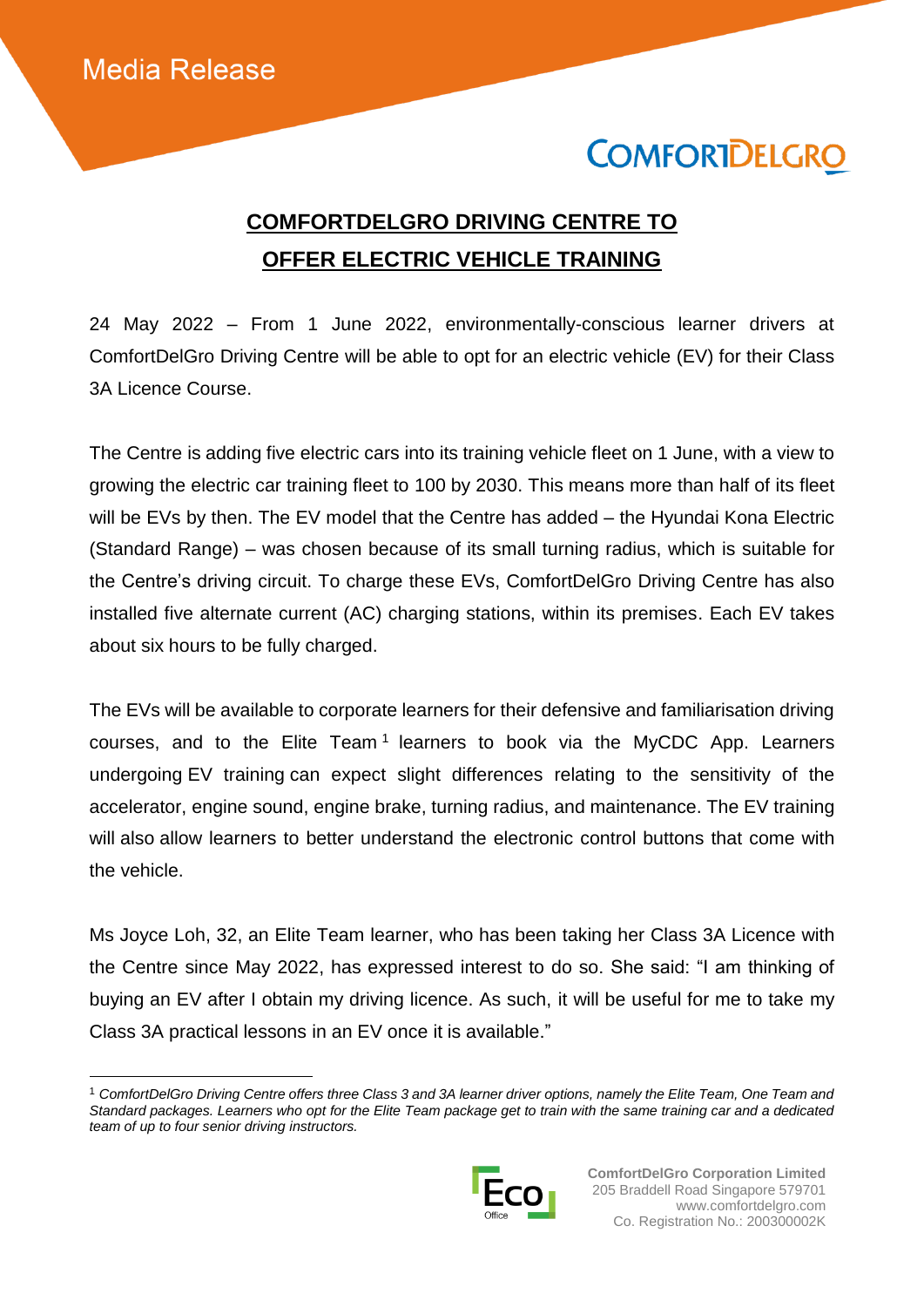Media Release

# COMFORTDELGRO DRIVING CENTRE TO OFFER ELECTRIC VEHICLE TRAINING

24 May 2022 – From 1 June 2022, environmentally-conscious learner drivers at ComfortDelGro Driving Centre will be able to opt for an electric vehicle (EV) for their Class 3A Licence Course.

The Centre is adding five electric cars into its training vehicle fleet on 1 June, with a view to growing the electric car training fleet to 100 by 2030. This means more than half of its fleet will be EVs by then. The EV model that the Centre has added – the Hyundai Kona Electric (Standard Range) – was chosen because of its small turning radius, which is suitable for the Centre's driving circuit. To charge these EVs, ComfortDelGro Driving Centre has also installed five alternate current (AC) charging stations, within its premises. Each EV takes about six hours to be fully charged.

The EVs will be available to corporate learners for their defensive and familiarisation driving courses, and to the Elite Team[1] learners to book via the MyCDC App. Learners undergoing EV training can expect slight differences relating to the sensitivity of the accelerator, engine sound, engine brake, turning radius, and maintenance. The EV training will also allow learners to better understand the electronic control buttons that come with the vehicle.

Ms Joyce Loh, 32, an Elite Team learner, who has been taking her Class 3A Licence with the Centre since May 2022, has expressed interest to do so. She said: "I am thinking of buying an EV after I obtain my driving licence. As such, it will be useful for me to take my Class 3A practical lessons in an EV once it is available."

---

[1] *ComfortDelGro Driving Centre offers three Class 3 and 3A learner driver options, namely the Elite Team, One Team and Standard packages. Learners who opt for the Elite Team package get to train with the same training car and a dedicated team of up to four senior driving instructors.*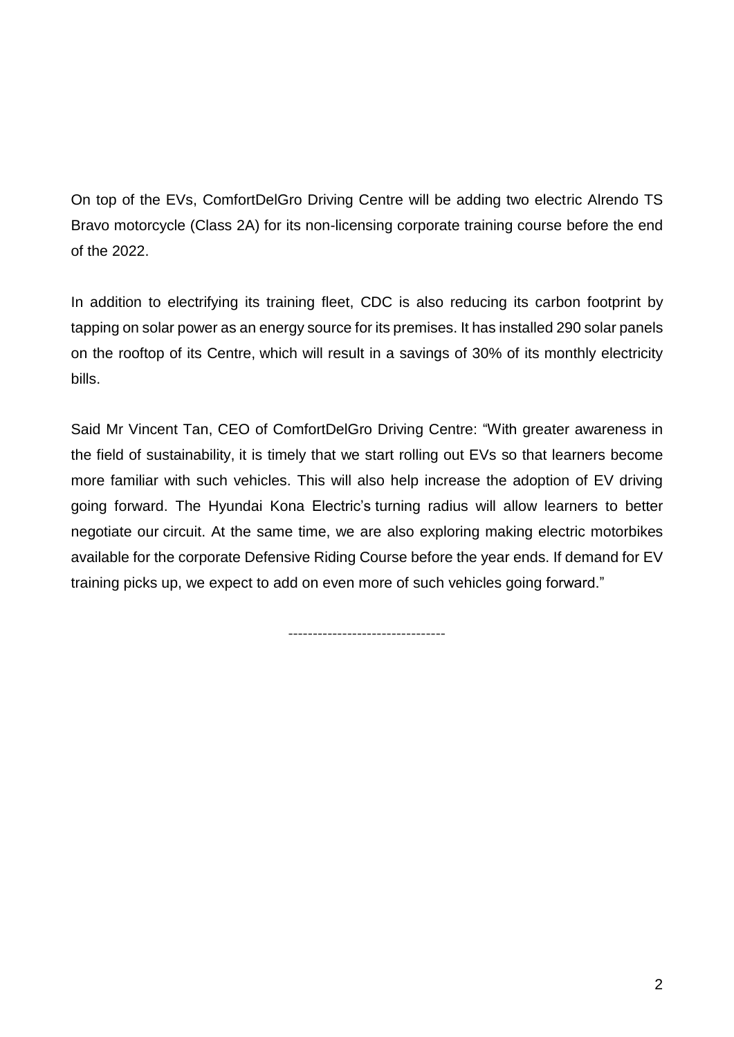On top of the EVs, ComfortDelGro Driving Centre will be adding two electric Alrendo TS Bravo motorcycle (Class 2A) for its non-licensing corporate training course before the end of the 2022.

In addition to electrifying its training fleet, CDC is also reducing its carbon footprint by tapping on solar power as an energy source for its premises. It has installed 290 solar panels on the rooftop of its Centre, which will result in a savings of 30% of its monthly electricity bills.

Said Mr Vincent Tan, CEO of ComfortDelGro Driving Centre: "With greater awareness in the field of sustainability, it is timely that we start rolling out EVs so that learners become more familiar with such vehicles. This will also help increase the adoption of EV driving going forward. The Hyundai Kona Electric's turning radius will allow learners to better negotiate our circuit. At the same time, we are also exploring making electric motorbikes available for the corporate Defensive Riding Course before the year ends. If demand for EV training picks up, we expect to add on even more of such vehicles going forward."

--------------------------------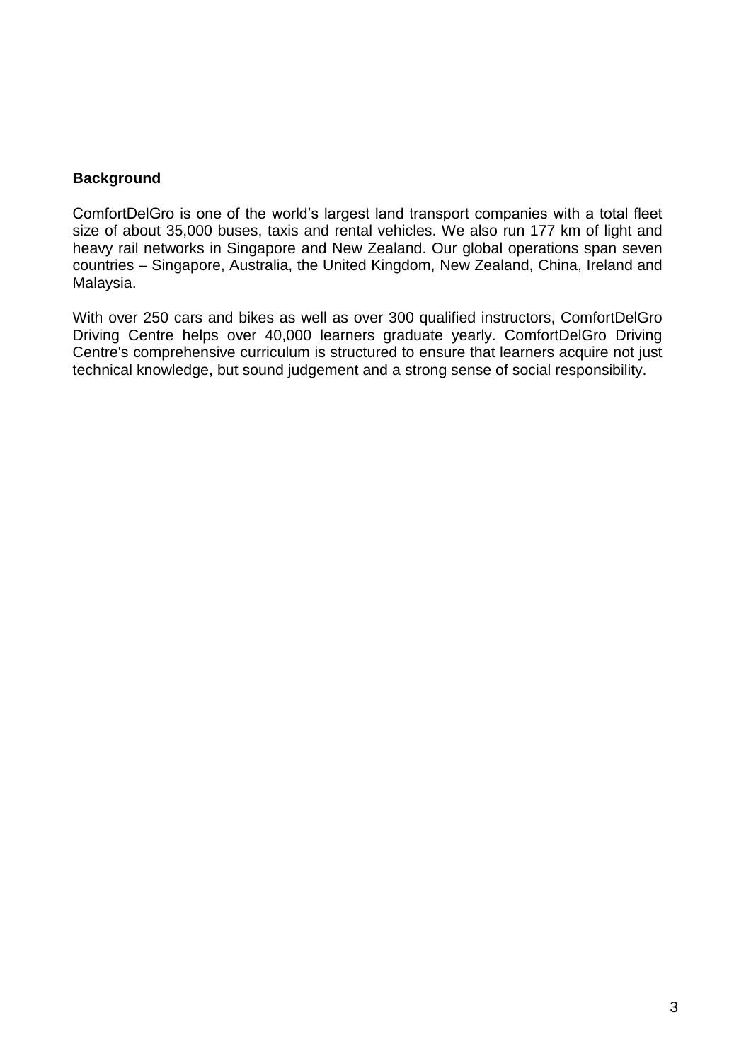**Background**

ComfortDelGro is one of the world's largest land transport companies with a total fleet size of about 35,000 buses, taxis and rental vehicles. We also run 177 km of light and heavy rail networks in Singapore and New Zealand. Our global operations span seven countries – Singapore, Australia, the United Kingdom, New Zealand, China, Ireland and Malaysia.

With over 250 cars and bikes as well as over 300 qualified instructors, ComfortDelGro Driving Centre helps over 40,000 learners graduate yearly. ComfortDelGro Driving Centre's comprehensive curriculum is structured to ensure that learners acquire not just technical knowledge, but sound judgement and a strong sense of social responsibility.